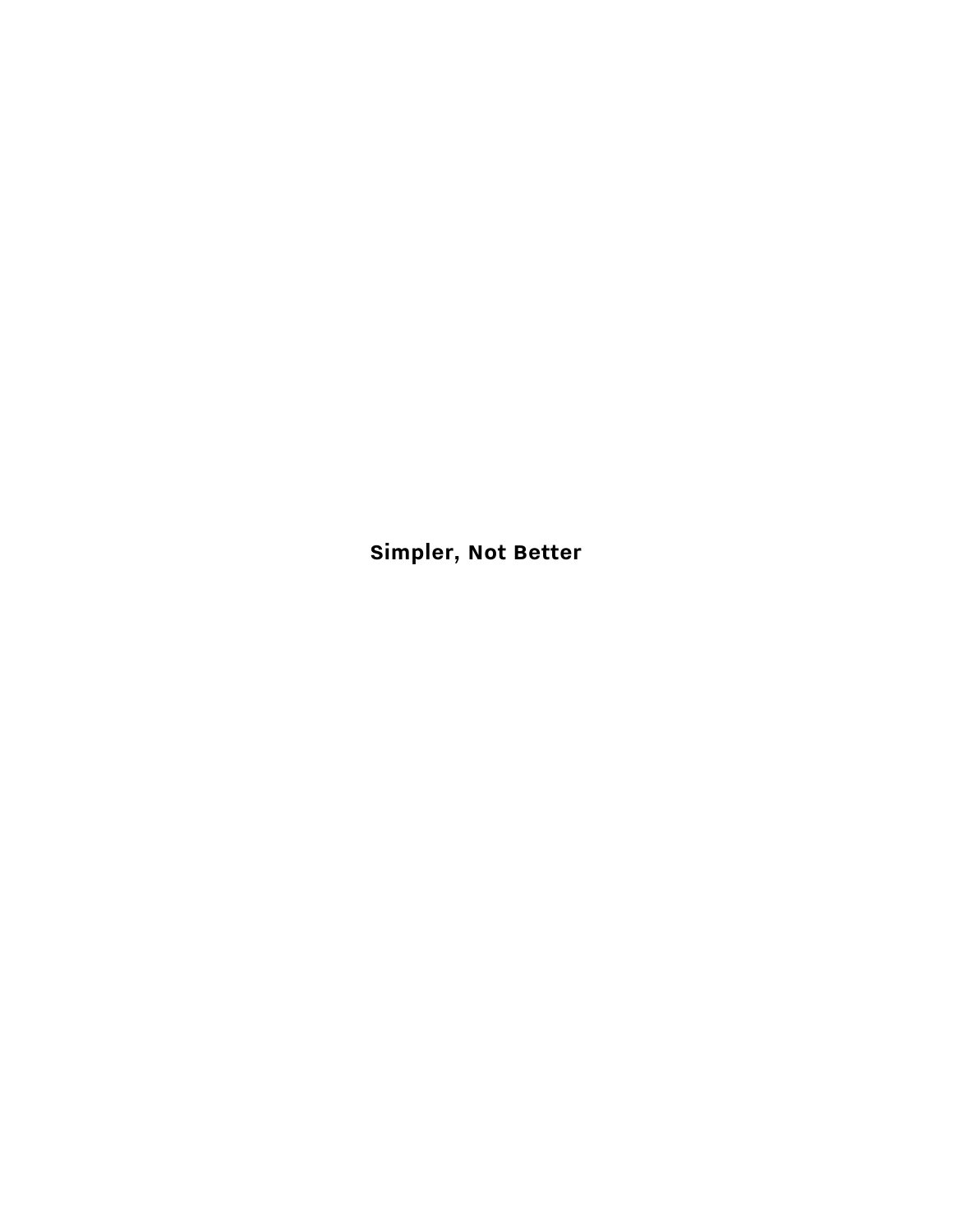# Simpler, Not Better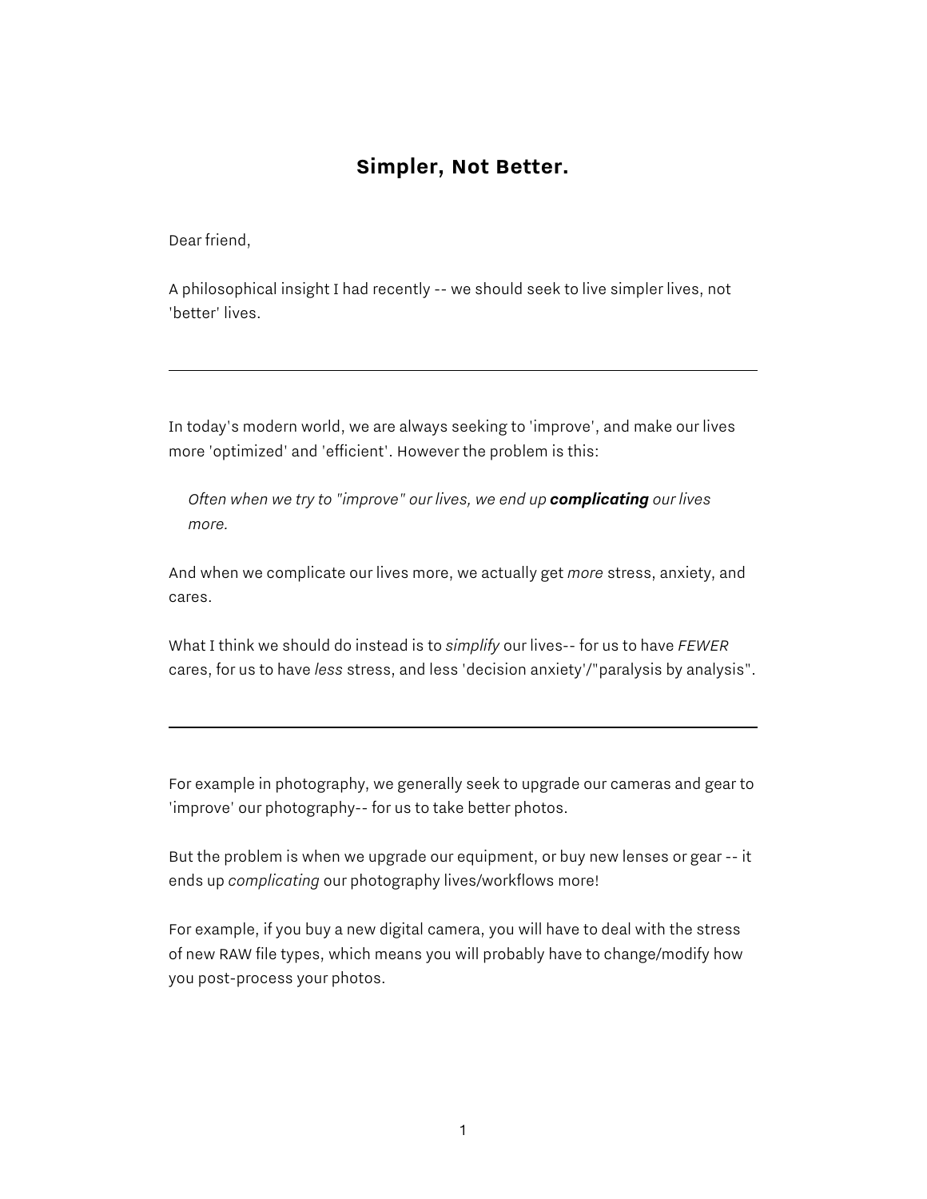# Simpler, Not Better.

Dear friend,

A philosophical insight I had recently -- we should seek to live simpler lives, not 'better' lives.

---

In today's modern world, we are always seeking to 'improve', and make our lives more 'optimized' and 'efficient'. However the problem is this:

> *Often when we try to "improve" our lives, we end up **complicating** our lives more.*

And when we complicate our lives more, we actually get *more* stress, anxiety, and cares.

What I think we should do instead is to *simplify* our lives-- for us to have *FEWER* cares, for us to have *less* stress, and less 'decision anxiety'/"paralysis by analysis".

---

For example in photography, we generally seek to upgrade our cameras and gear to 'improve' our photography-- for us to take better photos.

But the problem is when we upgrade our equipment, or buy new lenses or gear -- it ends up *complicating* our photography lives/workflows more!

For example, if you buy a new digital camera, you will have to deal with the stress of new RAW file types, which means you will probably have to change/modify how you post-process your photos.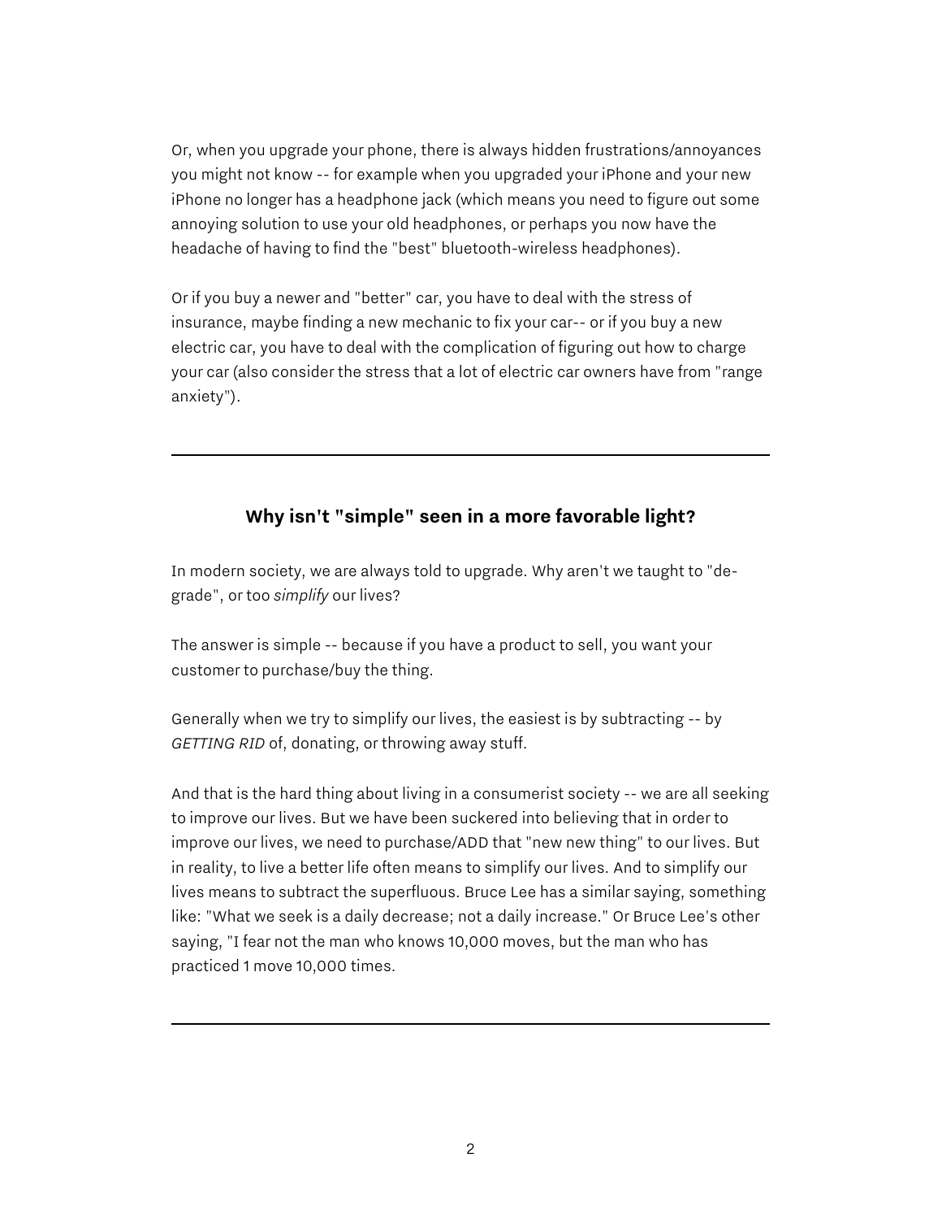Or, when you upgrade your phone, there is always hidden frustrations/annoyances you might not know -- for example when you upgraded your iPhone and your new iPhone no longer has a headphone jack (which means you need to figure out some annoying solution to use your old headphones, or perhaps you now have the headache of having to find the "best" bluetooth-wireless headphones).

Or if you buy a newer and "better" car, you have to deal with the stress of insurance, maybe finding a new mechanic to fix your car-- or if you buy a new electric car, you have to deal with the complication of figuring out how to charge your car (also consider the stress that a lot of electric car owners have from "range anxiety").

---

## Why isn't "simple" seen in a more favorable light?

In modern society, we are always told to upgrade. Why aren't we taught to "de-grade", or too *simplify* our lives?

The answer is simple -- because if you have a product to sell, you want your customer to purchase/buy the thing.

Generally when we try to simplify our lives, the easiest is by subtracting -- by *GETTING RID* of, donating, or throwing away stuff.

And that is the hard thing about living in a consumerist society -- we are all seeking to improve our lives. But we have been suckered into believing that in order to improve our lives, we need to purchase/ADD that "new new thing" to our lives. But in reality, to live a better life often means to simplify our lives. And to simplify our lives means to subtract the superfluous. Bruce Lee has a similar saying, something like: "What we seek is a daily decrease; not a daily increase." Or Bruce Lee's other saying, "I fear not the man who knows 10,000 moves, but the man who has practiced 1 move 10,000 times.

---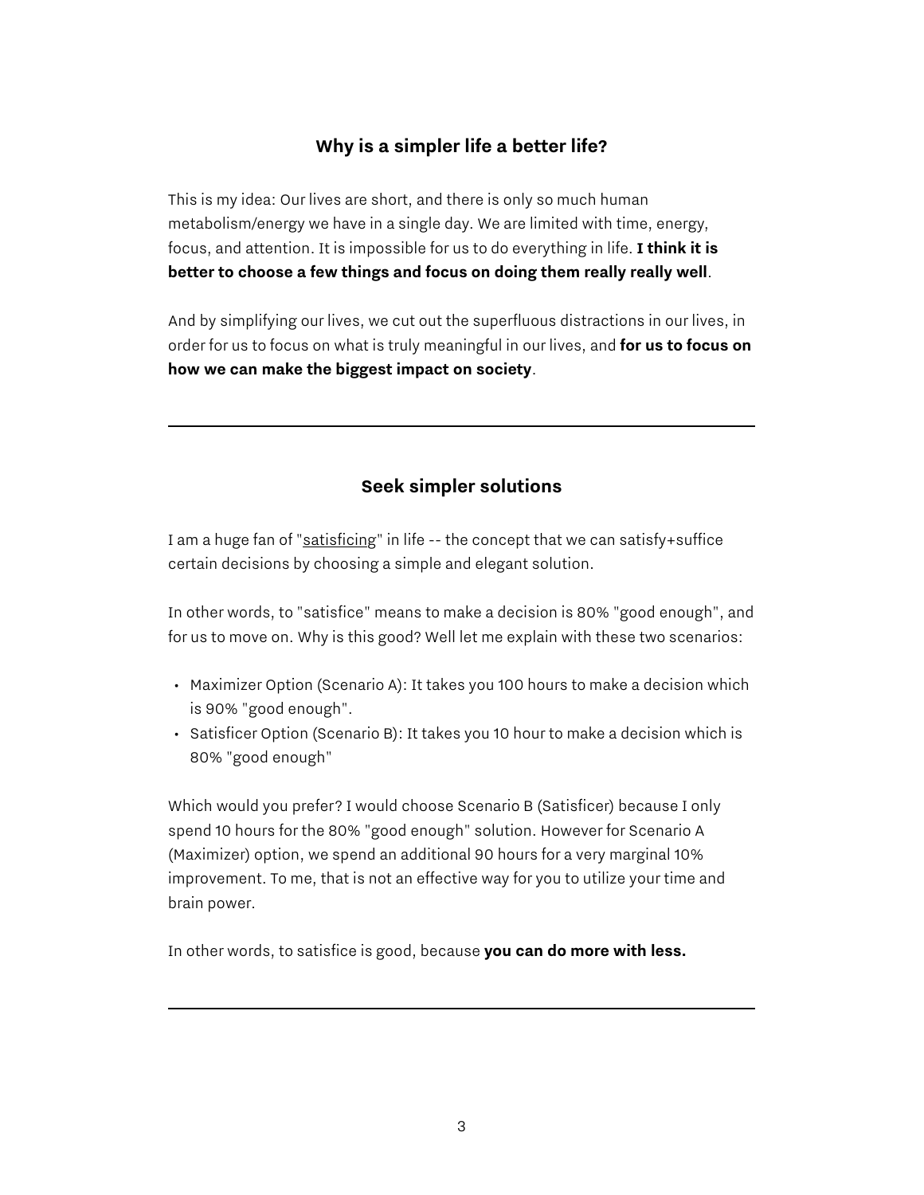## Why is a simpler life a better life?

This is my idea: Our lives are short, and there is only so much human metabolism/energy we have in a single day. We are limited with time, energy, focus, and attention. It is impossible for us to do everything in life. **I think it is better to choose a few things and focus on doing them really really well**.

And by simplifying our lives, we cut out the superfluous distractions in our lives, in order for us to focus on what is truly meaningful in our lives, and **for us to focus on how we can make the biggest impact on society**.

---

## Seek simpler solutions

I am a huge fan of "satisficing" in life -- the concept that we can satisfy+suffice certain decisions by choosing a simple and elegant solution.

In other words, to "satisfice" means to make a decision is 80% "good enough", and for us to move on. Why is this good? Well let me explain with these two scenarios:

- Maximizer Option (Scenario A): It takes you 100 hours to make a decision which is 90% "good enough".
- Satisficer Option (Scenario B): It takes you 10 hour to make a decision which is 80% "good enough"

Which would you prefer? I would choose Scenario B (Satisficer) because I only spend 10 hours for the 80% "good enough" solution. However for Scenario A (Maximizer) option, we spend an additional 90 hours for a very marginal 10% improvement. To me, that is not an effective way for you to utilize your time and brain power.

In other words, to satisfice is good, because **you can do more with less.**

---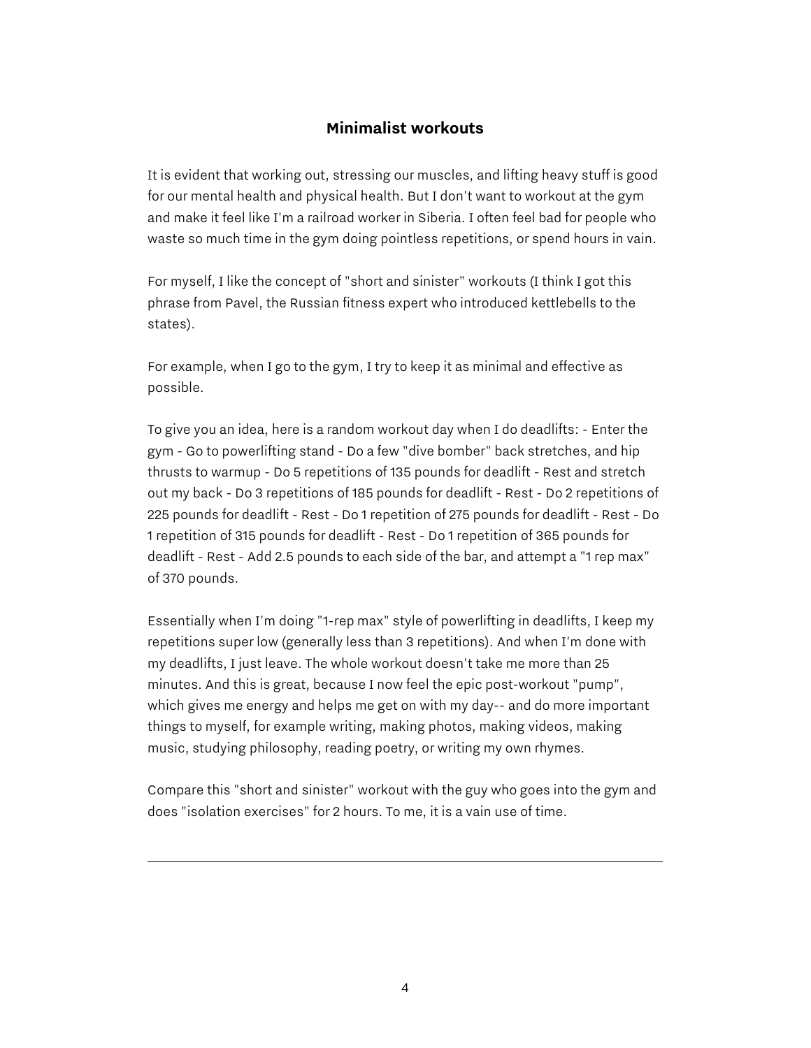## Minimalist workouts

It is evident that working out, stressing our muscles, and lifting heavy stuff is good for our mental health and physical health. But I don't want to workout at the gym and make it feel like I'm a railroad worker in Siberia. I often feel bad for people who waste so much time in the gym doing pointless repetitions, or spend hours in vain.

For myself, I like the concept of "short and sinister" workouts (I think I got this phrase from Pavel, the Russian fitness expert who introduced kettlebells to the states).

For example, when I go to the gym, I try to keep it as minimal and effective as possible.

To give you an idea, here is a random workout day when I do deadlifts: - Enter the gym - Go to powerlifting stand - Do a few "dive bomber" back stretches, and hip thrusts to warmup - Do 5 repetitions of 135 pounds for deadlift - Rest and stretch out my back - Do 3 repetitions of 185 pounds for deadlift - Rest - Do 2 repetitions of 225 pounds for deadlift - Rest - Do 1 repetition of 275 pounds for deadlift - Rest - Do 1 repetition of 315 pounds for deadlift - Rest - Do 1 repetition of 365 pounds for deadlift - Rest - Add 2.5 pounds to each side of the bar, and attempt a "1 rep max" of 370 pounds.

Essentially when I'm doing "1-rep max" style of powerlifting in deadlifts, I keep my repetitions super low (generally less than 3 repetitions). And when I'm done with my deadlifts, I just leave. The whole workout doesn't take me more than 25 minutes. And this is great, because I now feel the epic post-workout "pump", which gives me energy and helps me get on with my day-- and do more important things to myself, for example writing, making photos, making videos, making music, studying philosophy, reading poetry, or writing my own rhymes.

Compare this "short and sinister" workout with the guy who goes into the gym and does "isolation exercises" for 2 hours. To me, it is a vain use of time.

---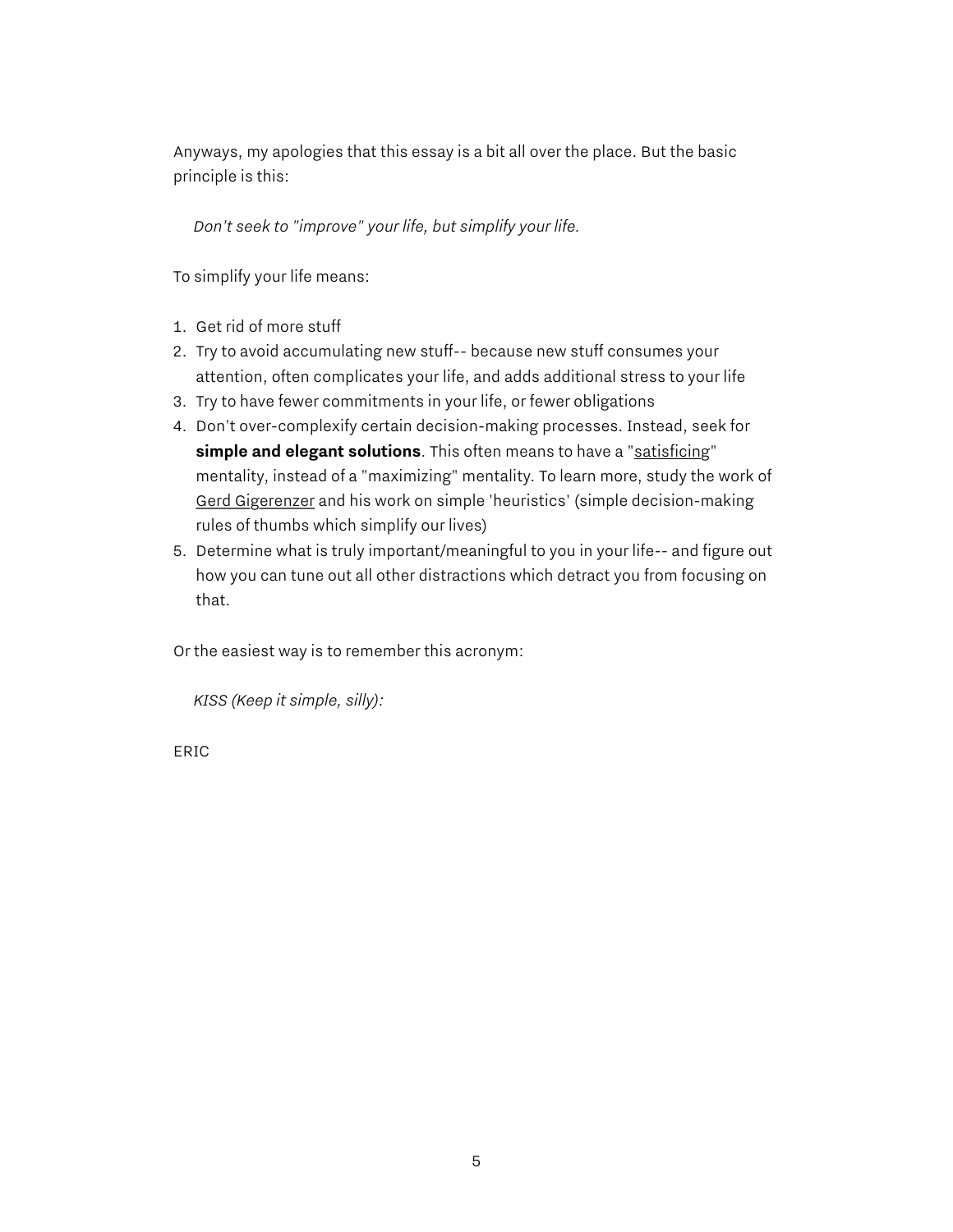Anyways, my apologies that this essay is a bit all over the place. But the basic principle is this:

> *Don't seek to "improve" your life, but simplify your life.*

To simplify your life means:

1. Get rid of more stuff
2. Try to avoid accumulating new stuff-- because new stuff consumes your attention, often complicates your life, and adds additional stress to your life
3. Try to have fewer commitments in your life, or fewer obligations
4. Don't over-complexify certain decision-making processes. Instead, seek for **simple and elegant solutions**. This often means to have a "satisficing" mentality, instead of a "maximizing" mentality. To learn more, study the work of Gerd Gigerenzer and his work on simple 'heuristics' (simple decision-making rules of thumbs which simplify our lives)
5. Determine what is truly important/meaningful to you in your life-- and figure out how you can tune out all other distractions which detract you from focusing on that.

Or the easiest way is to remember this acronym:

> *KISS (Keep it simple, silly):*

ERIC